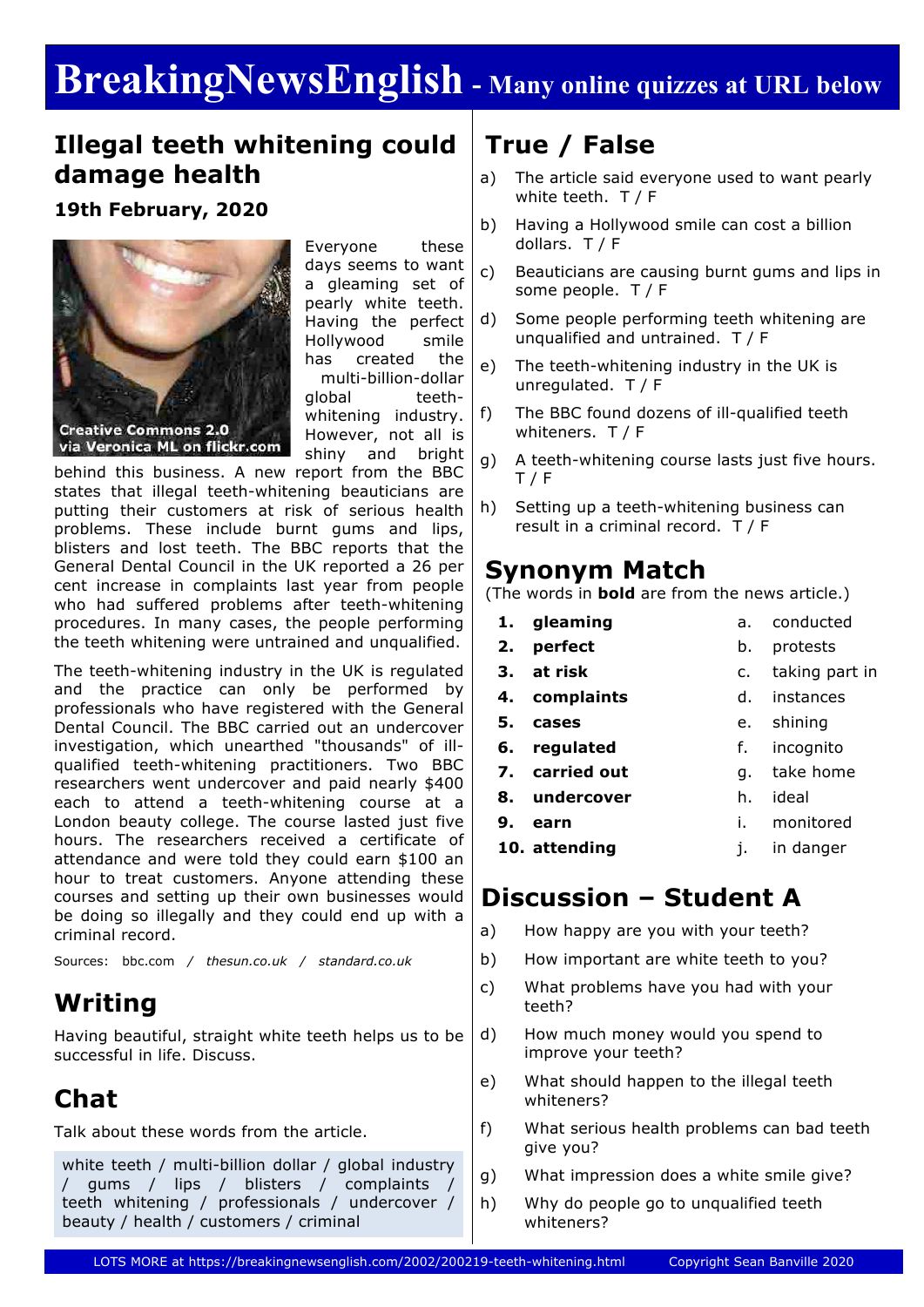# BreakingNewsEnglish - Many online quizzes at URL below

## Illegal teeth whitening could damage health

**19th February, 2020**

Creative Commons 2.0 via Veronica ML on flickr.com

Everyone these days seems to want a gleaming set of pearly white teeth. Having the perfect Hollywood smile has created the multi-billion-dollar global teeth-whitening industry. However, not all is shiny and bright behind this business. A new report from the BBC states that illegal teeth-whitening beauticians are putting their customers at risk of serious health problems. These include burnt gums and lips, blisters and lost teeth. The BBC reports that the General Dental Council in the UK reported a 26 per cent increase in complaints last year from people who had suffered problems after teeth-whitening procedures. In many cases, the people performing the teeth whitening were untrained and unqualified.

The teeth-whitening industry in the UK is regulated and the practice can only be performed by professionals who have registered with the General Dental Council. The BBC carried out an undercover investigation, which unearthed "thousands" of ill-qualified teeth-whitening practitioners. Two BBC researchers went undercover and paid nearly $400 each to attend a teeth-whitening course at a London beauty college. The course lasted just five hours. The researchers received a certificate of attendance and were told they could earn $100 an hour to treat customers. Anyone attending these courses and setting up their own businesses would be doing so illegally and they could end up with a criminal record.

Sources: bbc.com / *thesun.co.uk* / *standard.co.uk*

## Writing

Having beautiful, straight white teeth helps us to be successful in life. Discuss.

## Chat

Talk about these words from the article.

white teeth / multi-billion dollar / global industry / gums / lips / blisters / complaints / teeth whitening / professionals / undercover / beauty / health / customers / criminal

## True / False

a) The article said everyone used to want pearly white teeth. T / F

b) Having a Hollywood smile can cost a billion dollars. T / F

c) Beauticians are causing burnt gums and lips in some people. T / F

d) Some people performing teeth whitening are unqualified and untrained. T / F

e) The teeth-whitening industry in the UK is unregulated. T / F

f) The BBC found dozens of ill-qualified teeth whiteners. T / F

g) A teeth-whitening course lasts just five hours. T / F

h) Setting up a teeth-whitening business can result in a criminal record. T / F

## Synonym Match

(The words in **bold** are from the news article.)

1. **gleaming** — a. conducted
2. **perfect** — b. protests
3. **at risk** — c. taking part in
4. **complaints** — d. instances
5. **cases** — e. shining
6. **regulated** — f. incognito
7. **carried out** — g. take home
8. **undercover** — h. ideal
9. **earn** — i. monitored
10. **attending** — j. in danger

## Discussion – Student A

a) How happy are you with your teeth?

b) How important are white teeth to you?

c) What problems have you had with your teeth?

d) How much money would you spend to improve your teeth?

e) What should happen to the illegal teeth whiteners?

f) What serious health problems can bad teeth give you?

g) What impression does a white smile give?

h) Why do people go to unqualified teeth whiteners?

LOTS MORE at https://breakingnewsenglish.com/2002/200219-teeth-whitening.html Copyright Sean Banville 2020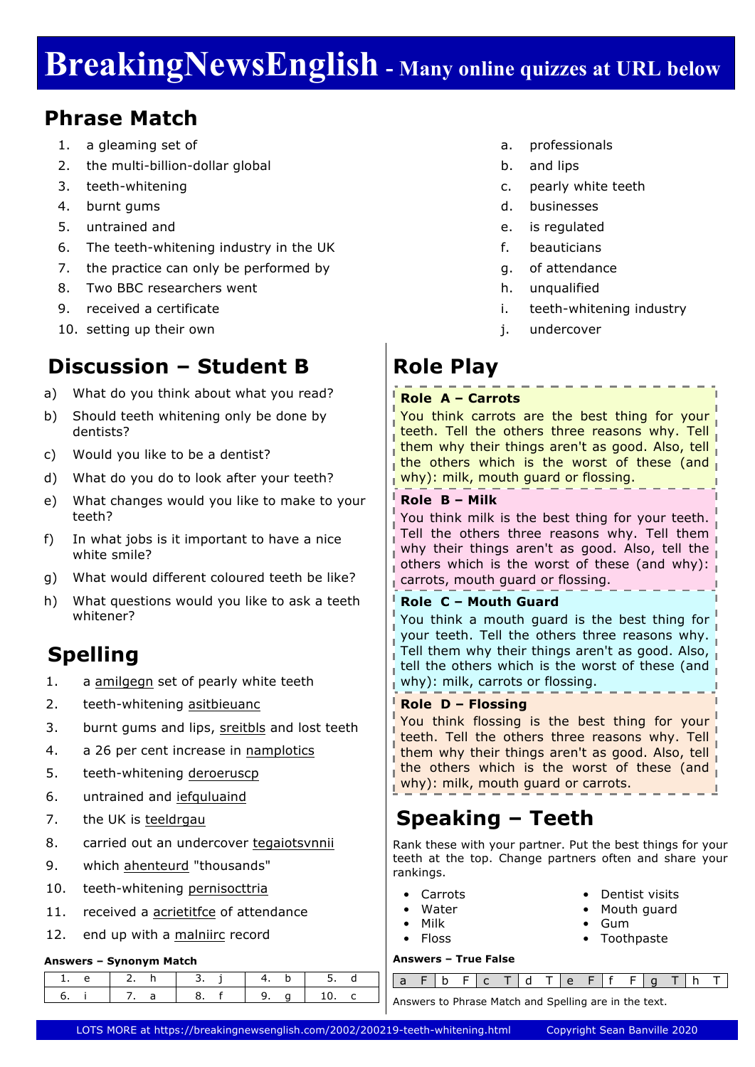# BreakingNewsEnglish - Many online quizzes at URL below

## Phrase Match

1. a gleaming set of
2. the multi-billion-dollar global
3. teeth-whitening
4. burnt gums
5. untrained and
6. The teeth-whitening industry in the UK
7. the practice can only be performed by
8. Two BBC researchers went
9. received a certificate
10. setting up their own

a. professionals
b. and lips
c. pearly white teeth
d. businesses
e. is regulated
f. beauticians
g. of attendance
h. unqualified
i. teeth-whitening industry
j. undercover

## Discussion – Student B

a) What do you think about what you read?
b) Should teeth whitening only be done by dentists?
c) Would you like to be a dentist?
d) What do you do to look after your teeth?
e) What changes would you like to make to your teeth?
f) In what jobs is it important to have a nice white smile?
g) What would different coloured teeth be like?
h) What questions would you like to ask a teeth whitener?

## Spelling

1. a amilgegn set of pearly white teeth
2. teeth-whitening asitbieuanc
3. burnt gums and lips, sreitbls and lost teeth
4. a 26 per cent increase in namplotics
5. teeth-whitening deroeruscp
6. untrained and iefquluaind
7. the UK is teeldrgau
8. carried out an undercover tegaiotsvnnii
9. which ahenteurd "thousands"
10. teeth-whitening pernisocttria
11. received a acrietitfce of attendance
12. end up with a malniirc record

**Answers – Synonym Match**

| | | | | |
|---|---|---|---|---|
| 1. e | 2. h | 3. j | 4. b | 5. d |
| 6. i | 7. a | 8. f | 9. g | 10. c |

## Role Play

**Role A – Carrots**
You think carrots are the best thing for your teeth. Tell the others three reasons why. Tell them why their things aren't as good. Also, tell the others which is the worst of these (and why): milk, mouth guard or flossing.

**Role B – Milk**
You think milk is the best thing for your teeth. Tell the others three reasons why. Tell them why their things aren't as good. Also, tell the others which is the worst of these (and why): carrots, mouth guard or flossing.

**Role C – Mouth Guard**
You think a mouth guard is the best thing for your teeth. Tell the others three reasons why. Tell them why their things aren't as good. Also, tell the others which is the worst of these (and why): milk, carrots or flossing.

**Role D – Flossing**
You think flossing is the best thing for your teeth. Tell the others three reasons why. Tell them why their things aren't as good. Also, tell the others which is the worst of these (and why): milk, mouth guard or carrots.

## Speaking – Teeth

Rank these with your partner. Put the best things for your teeth at the top. Change partners often and share your rankings.

- Carrots
- Water
- Milk
- Floss
- Dentist visits
- Mouth guard
- Gum
- Toothpaste

**Answers – True False**

| | | | | | | | | | | | | | | | |
|---|---|---|---|---|---|---|---|---|---|---|---|---|---|---|---|
| a | F | b | F | c | T | d | T | e | F | f | F | g | T | h | T |

Answers to Phrase Match and Spelling are in the text.

LOTS MORE at https://breakingnewsenglish.com/2002/200219-teeth-whitening.html Copyright Sean Banville 2020